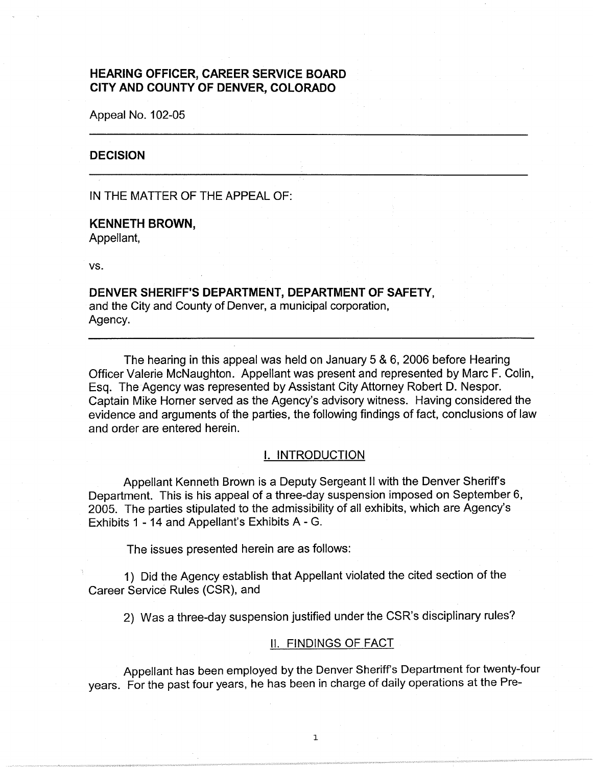**HEARING OFFICER, CAREER SERVICE BOARD**
**CITY AND COUNTY OF DENVER, COLORADO**

Appeal No. 102-05

---

# DECISION

---

IN THE MATTER OF THE APPEAL OF:

**KENNETH BROWN,**
Appellant,

vs.

**DENVER SHERIFF'S DEPARTMENT, DEPARTMENT OF SAFETY,**
and the City and County of Denver, a municipal corporation,
Agency.

---

The hearing in this appeal was held on January 5 & 6, 2006 before Hearing Officer Valerie McNaughton. Appellant was present and represented by Marc F. Colin, Esq. The Agency was represented by Assistant City Attorney Robert D. Nespor. Captain Mike Horner served as the Agency's advisory witness. Having considered the evidence and arguments of the parties, the following findings of fact, conclusions of law and order are entered herein.

## I. INTRODUCTION

Appellant Kenneth Brown is a Deputy Sergeant II with the Denver Sheriff's Department. This is his appeal of a three-day suspension imposed on September 6, 2005. The parties stipulated to the admissibility of all exhibits, which are Agency's Exhibits 1 - 14 and Appellant's Exhibits A - G.

The issues presented herein are as follows:

1) Did the Agency establish that Appellant violated the cited section of the Career Service Rules (CSR), and

2) Was a three-day suspension justified under the CSR's disciplinary rules?

## II. FINDINGS OF FACT

Appellant has been employed by the Denver Sheriff's Department for twenty-four years. For the past four years, he has been in charge of daily operations at the Pre-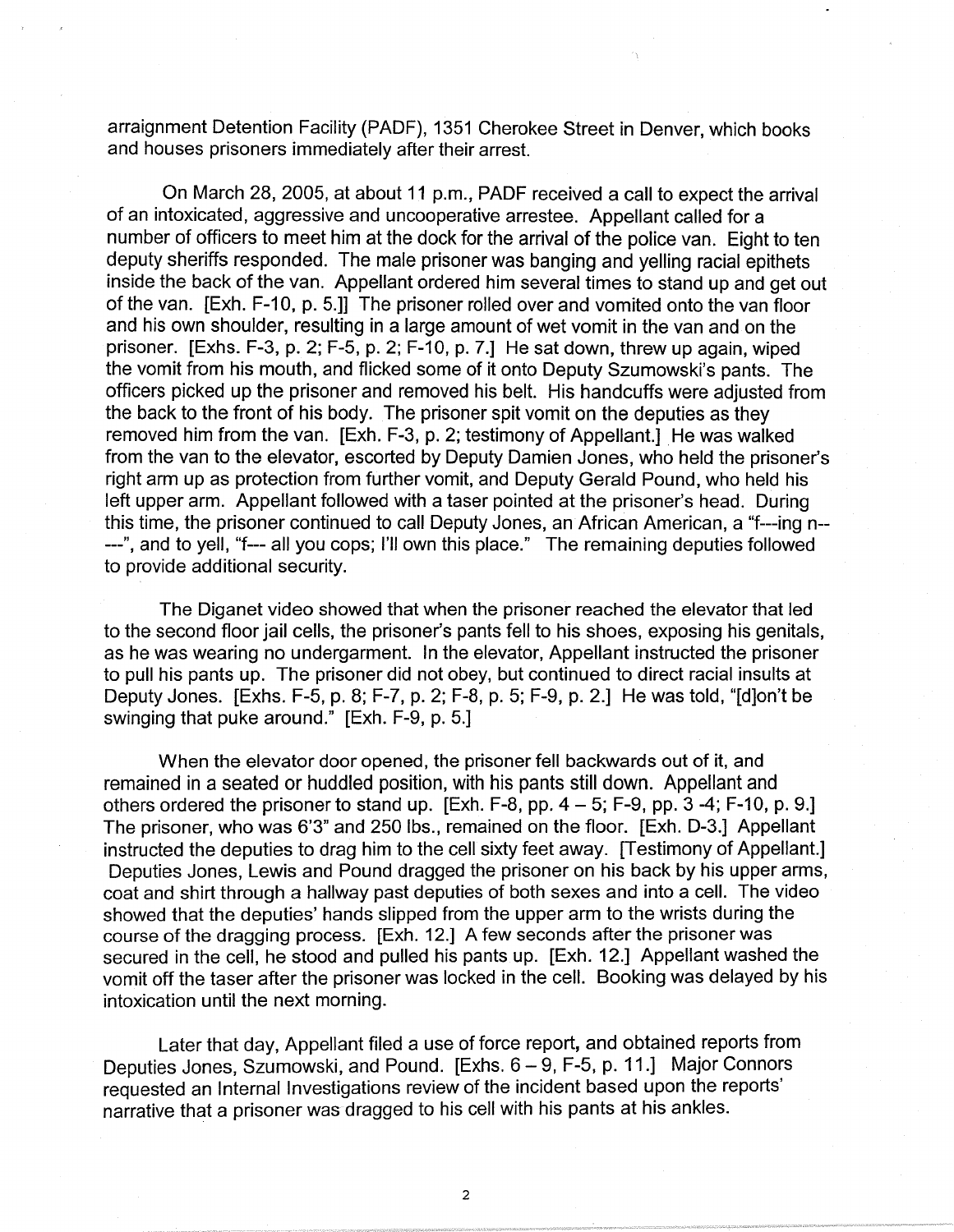arraignment Detention Facility (PADF), 1351 Cherokee Street in Denver, which books and houses prisoners immediately after their arrest.

On March 28, 2005, at about 11 p.m., PADF received a call to expect the arrival of an intoxicated, aggressive and uncooperative arrestee. Appellant called for a number of officers to meet him at the dock for the arrival of the police van. Eight to ten deputy sheriffs responded. The male prisoner was banging and yelling racial epithets inside the back of the van. Appellant ordered him several times to stand up and get out of the van. [Exh. F-10, p. 5.]] The prisoner rolled over and vomited onto the van floor and his own shoulder, resulting in a large amount of wet vomit in the van and on the prisoner. [Exhs. F-3, p. 2; F-5, p. 2; F-10, p. 7.] He sat down, threw up again, wiped the vomit from his mouth, and flicked some of it onto Deputy Szumowski's pants. The officers picked up the prisoner and removed his belt. His handcuffs were adjusted from the back to the front of his body. The prisoner spit vomit on the deputies as they removed him from the van. [Exh. F-3, p. 2; testimony of Appellant.] He was walked from the van to the elevator, escorted by Deputy Damien Jones, who held the prisoner's right arm up as protection from further vomit, and Deputy Gerald Pound, who held his left upper arm. Appellant followed with a taser pointed at the prisoner's head. During this time, the prisoner continued to call Deputy Jones, an African American, a "f---ing n-----", and to yell, "f--- all you cops; I'll own this place." The remaining deputies followed to provide additional security.

The Diganet video showed that when the prisoner reached the elevator that led to the second floor jail cells, the prisoner's pants fell to his shoes, exposing his genitals, as he was wearing no undergarment. In the elevator, Appellant instructed the prisoner to pull his pants up. The prisoner did not obey, but continued to direct racial insults at Deputy Jones. [Exhs. F-5, p. 8; F-7, p. 2; F-8, p. 5; F-9, p. 2.] He was told, "[d]on't be swinging that puke around." [Exh. F-9, p. 5.]

When the elevator door opened, the prisoner fell backwards out of it, and remained in a seated or huddled position, with his pants still down. Appellant and others ordered the prisoner to stand up. [Exh. F-8, pp. 4 – 5; F-9, pp. 3 -4; F-10, p. 9.] The prisoner, who was 6'3" and 250 lbs., remained on the floor. [Exh. D-3.] Appellant instructed the deputies to drag him to the cell sixty feet away. [Testimony of Appellant.] Deputies Jones, Lewis and Pound dragged the prisoner on his back by his upper arms, coat and shirt through a hallway past deputies of both sexes and into a cell. The video showed that the deputies' hands slipped from the upper arm to the wrists during the course of the dragging process. [Exh. 12.] A few seconds after the prisoner was secured in the cell, he stood and pulled his pants up. [Exh. 12.] Appellant washed the vomit off the taser after the prisoner was locked in the cell. Booking was delayed by his intoxication until the next morning.

Later that day, Appellant filed a use of force report, and obtained reports from Deputies Jones, Szumowski, and Pound. [Exhs. 6 – 9, F-5, p. 11.] Major Connors requested an Internal Investigations review of the incident based upon the reports' narrative that a prisoner was dragged to his cell with his pants at his ankles.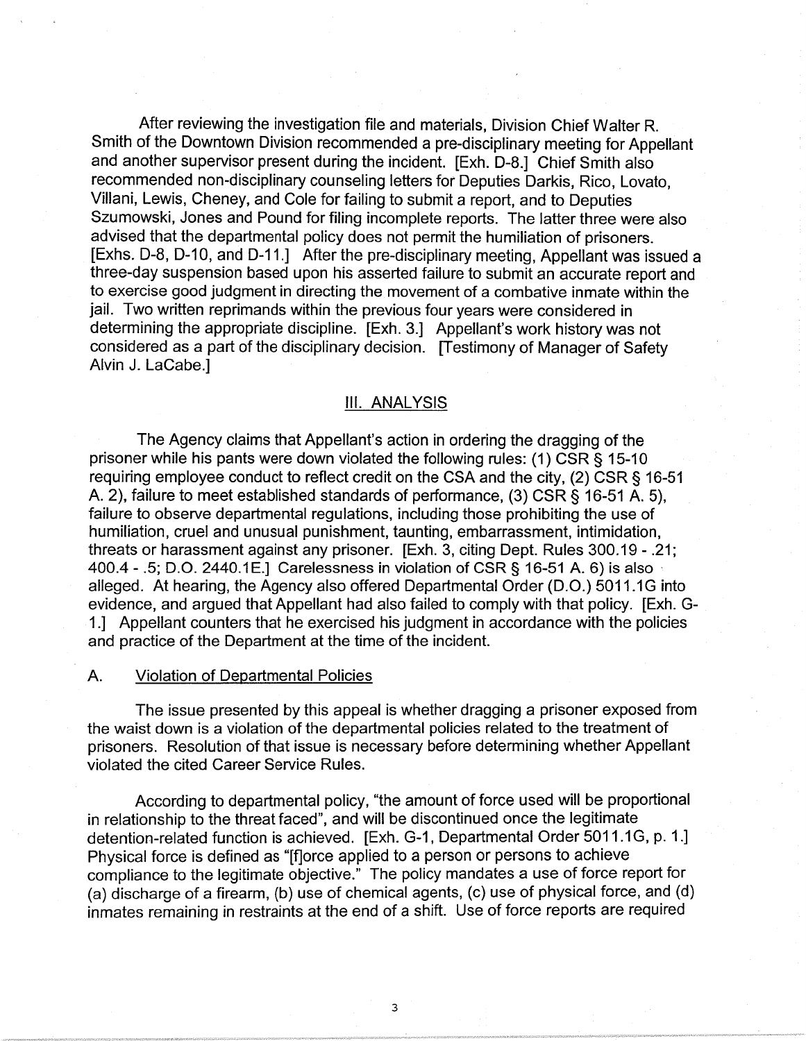After reviewing the investigation file and materials, Division Chief Walter R. Smith of the Downtown Division recommended a pre-disciplinary meeting for Appellant and another supervisor present during the incident. [Exh. D-8.] Chief Smith also recommended non-disciplinary counseling letters for Deputies Darkis, Rico, Lovato, Villani, Lewis, Cheney, and Cole for failing to submit a report, and to Deputies Szumowski, Jones and Pound for filing incomplete reports. The latter three were also advised that the departmental policy does not permit the humiliation of prisoners. [Exhs. D-8, D-10, and D-11.] After the pre-disciplinary meeting, Appellant was issued a three-day suspension based upon his asserted failure to submit an accurate report and to exercise good judgment in directing the movement of a combative inmate within the jail. Two written reprimands within the previous four years were considered in determining the appropriate discipline. [Exh. 3.] Appellant's work history was not considered as a part of the disciplinary decision. [Testimony of Manager of Safety Alvin J. LaCabe.]

## III. ANALYSIS

The Agency claims that Appellant's action in ordering the dragging of the prisoner while his pants were down violated the following rules: (1) CSR § 15-10 requiring employee conduct to reflect credit on the CSA and the city, (2) CSR § 16-51 A. 2), failure to meet established standards of performance, (3) CSR § 16-51 A. 5), failure to observe departmental regulations, including those prohibiting the use of humiliation, cruel and unusual punishment, taunting, embarrassment, intimidation, threats or harassment against any prisoner. [Exh. 3, citing Dept. Rules 300.19 - .21; 400.4 - .5; D.O. 2440.1E.] Carelessness in violation of CSR § 16-51 A. 6) is also alleged. At hearing, the Agency also offered Departmental Order (D.O.) 5011.1G into evidence, and argued that Appellant had also failed to comply with that policy. [Exh. G-1.] Appellant counters that he exercised his judgment in accordance with the policies and practice of the Department at the time of the incident.

### A. Violation of Departmental Policies

The issue presented by this appeal is whether dragging a prisoner exposed from the waist down is a violation of the departmental policies related to the treatment of prisoners. Resolution of that issue is necessary before determining whether Appellant violated the cited Career Service Rules.

According to departmental policy, "the amount of force used will be proportional in relationship to the threat faced", and will be discontinued once the legitimate detention-related function is achieved. [Exh. G-1, Departmental Order 5011.1G, p. 1.] Physical force is defined as "[f]orce applied to a person or persons to achieve compliance to the legitimate objective." The policy mandates a use of force report for (a) discharge of a firearm, (b) use of chemical agents, (c) use of physical force, and (d) inmates remaining in restraints at the end of a shift. Use of force reports are required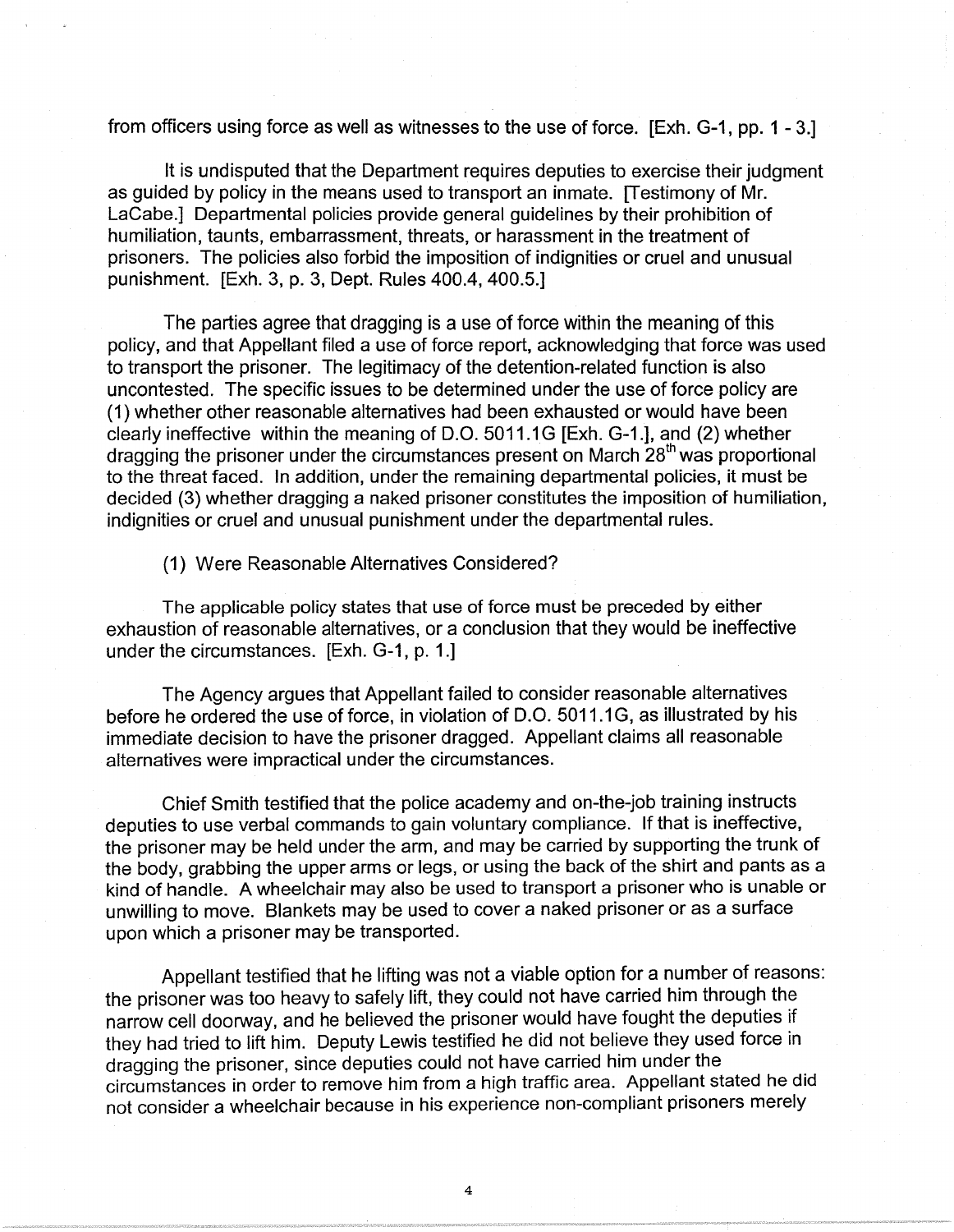from officers using force as well as witnesses to the use of force. [Exh. G-1, pp. 1 - 3.]

It is undisputed that the Department requires deputies to exercise their judgment as guided by policy in the means used to transport an inmate. [Testimony of Mr. LaCabe.] Departmental policies provide general guidelines by their prohibition of humiliation, taunts, embarrassment, threats, or harassment in the treatment of prisoners. The policies also forbid the imposition of indignities or cruel and unusual punishment. [Exh. 3, p. 3, Dept. Rules 400.4, 400.5.]

The parties agree that dragging is a use of force within the meaning of this policy, and that Appellant filed a use of force report, acknowledging that force was used to transport the prisoner. The legitimacy of the detention-related function is also uncontested. The specific issues to be determined under the use of force policy are (1) whether other reasonable alternatives had been exhausted or would have been clearly ineffective within the meaning of D.O. 5011.1G [Exh. G-1.], and (2) whether dragging the prisoner under the circumstances present on March 28th was proportional to the threat faced. In addition, under the remaining departmental policies, it must be decided (3) whether dragging a naked prisoner constitutes the imposition of humiliation, indignities or cruel and unusual punishment under the departmental rules.

(1) Were Reasonable Alternatives Considered?

The applicable policy states that use of force must be preceded by either exhaustion of reasonable alternatives, or a conclusion that they would be ineffective under the circumstances. [Exh. G-1, p. 1.]

The Agency argues that Appellant failed to consider reasonable alternatives before he ordered the use of force, in violation of D.O. 5011.1G, as illustrated by his immediate decision to have the prisoner dragged. Appellant claims all reasonable alternatives were impractical under the circumstances.

Chief Smith testified that the police academy and on-the-job training instructs deputies to use verbal commands to gain voluntary compliance. If that is ineffective, the prisoner may be held under the arm, and may be carried by supporting the trunk of the body, grabbing the upper arms or legs, or using the back of the shirt and pants as a kind of handle. A wheelchair may also be used to transport a prisoner who is unable or unwilling to move. Blankets may be used to cover a naked prisoner or as a surface upon which a prisoner may be transported.

Appellant testified that he lifting was not a viable option for a number of reasons: the prisoner was too heavy to safely lift, they could not have carried him through the narrow cell doorway, and he believed the prisoner would have fought the deputies if they had tried to lift him. Deputy Lewis testified he did not believe they used force in dragging the prisoner, since deputies could not have carried him under the circumstances in order to remove him from a high traffic area. Appellant stated he did not consider a wheelchair because in his experience non-compliant prisoners merely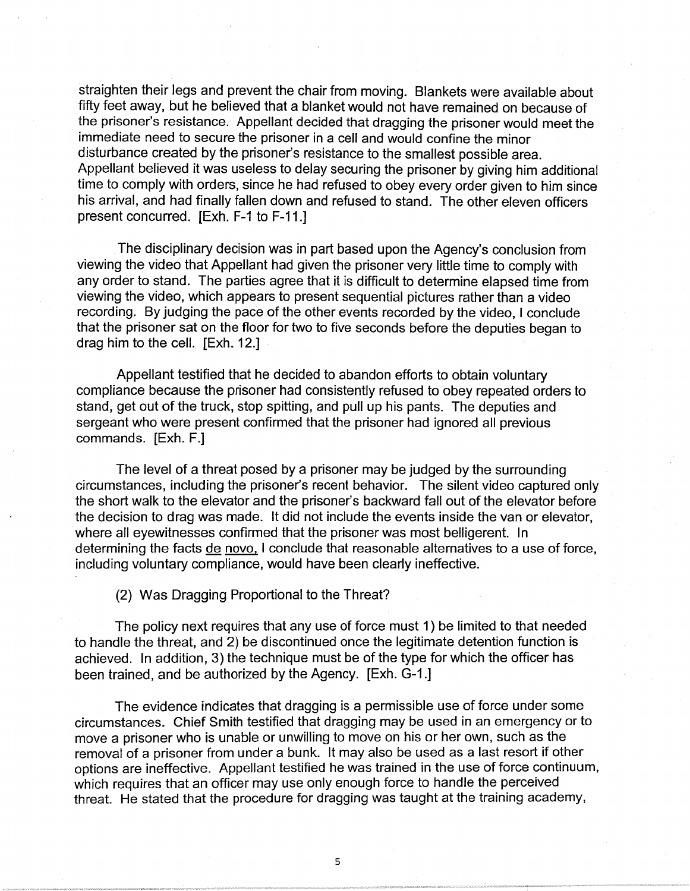straighten their legs and prevent the chair from moving. Blankets were available about fifty feet away, but he believed that a blanket would not have remained on because of the prisoner's resistance. Appellant decided that dragging the prisoner would meet the immediate need to secure the prisoner in a cell and would confine the minor disturbance created by the prisoner's resistance to the smallest possible area. Appellant believed it was useless to delay securing the prisoner by giving him additional time to comply with orders, since he had refused to obey every order given to him since his arrival, and had finally fallen down and refused to stand. The other eleven officers present concurred. [Exh. F-1 to F-11.]

The disciplinary decision was in part based upon the Agency's conclusion from viewing the video that Appellant had given the prisoner very little time to comply with any order to stand. The parties agree that it is difficult to determine elapsed time from viewing the video, which appears to present sequential pictures rather than a video recording. By judging the pace of the other events recorded by the video, I conclude that the prisoner sat on the floor for two to five seconds before the deputies began to drag him to the cell. [Exh. 12.]

Appellant testified that he decided to abandon efforts to obtain voluntary compliance because the prisoner had consistently refused to obey repeated orders to stand, get out of the truck, stop spitting, and pull up his pants. The deputies and sergeant who were present confirmed that the prisoner had ignored all previous commands. [Exh. F.]

The level of a threat posed by a prisoner may be judged by the surrounding circumstances, including the prisoner's recent behavior. The silent video captured only the short walk to the elevator and the prisoner's backward fall out of the elevator before the decision to drag was made. It did not include the events inside the van or elevator, where all eyewitnesses confirmed that the prisoner was most belligerent. In determining the facts de novo, I conclude that reasonable alternatives to a use of force, including voluntary compliance, would have been clearly ineffective.

(2) Was Dragging Proportional to the Threat?

The policy next requires that any use of force must 1) be limited to that needed to handle the threat, and 2) be discontinued once the legitimate detention function is achieved. In addition, 3) the technique must be of the type for which the officer has been trained, and be authorized by the Agency. [Exh. G-1.]

The evidence indicates that dragging is a permissible use of force under some circumstances. Chief Smith testified that dragging may be used in an emergency or to move a prisoner who is unable or unwilling to move on his or her own, such as the removal of a prisoner from under a bunk. It may also be used as a last resort if other options are ineffective. Appellant testified he was trained in the use of force continuum, which requires that an officer may use only enough force to handle the perceived threat. He stated that the procedure for dragging was taught at the training academy,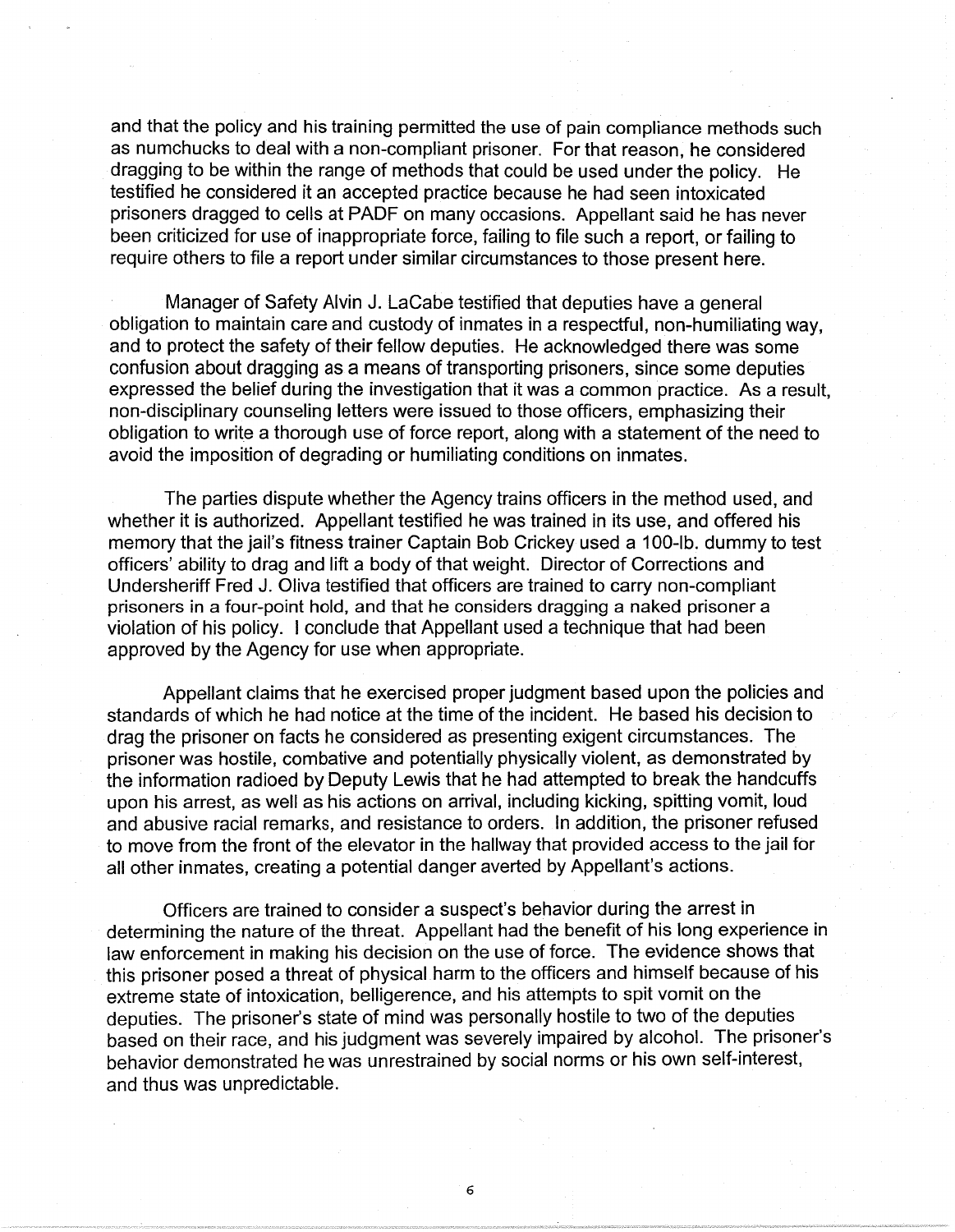and that the policy and his training permitted the use of pain compliance methods such as numchucks to deal with a non-compliant prisoner. For that reason, he considered dragging to be within the range of methods that could be used under the policy. He testified he considered it an accepted practice because he had seen intoxicated prisoners dragged to cells at PADF on many occasions. Appellant said he has never been criticized for use of inappropriate force, failing to file such a report, or failing to require others to file a report under similar circumstances to those present here.

Manager of Safety Alvin J. LaCabe testified that deputies have a general obligation to maintain care and custody of inmates in a respectful, non-humiliating way, and to protect the safety of their fellow deputies. He acknowledged there was some confusion about dragging as a means of transporting prisoners, since some deputies expressed the belief during the investigation that it was a common practice. As a result, non-disciplinary counseling letters were issued to those officers, emphasizing their obligation to write a thorough use of force report, along with a statement of the need to avoid the imposition of degrading or humiliating conditions on inmates.

The parties dispute whether the Agency trains officers in the method used, and whether it is authorized. Appellant testified he was trained in its use, and offered his memory that the jail's fitness trainer Captain Bob Crickey used a 100-lb. dummy to test officers' ability to drag and lift a body of that weight. Director of Corrections and Undersheriff Fred J. Oliva testified that officers are trained to carry non-compliant prisoners in a four-point hold, and that he considers dragging a naked prisoner a violation of his policy. I conclude that Appellant used a technique that had been approved by the Agency for use when appropriate.

Appellant claims that he exercised proper judgment based upon the policies and standards of which he had notice at the time of the incident. He based his decision to drag the prisoner on facts he considered as presenting exigent circumstances. The prisoner was hostile, combative and potentially physically violent, as demonstrated by the information radioed by Deputy Lewis that he had attempted to break the handcuffs upon his arrest, as well as his actions on arrival, including kicking, spitting vomit, loud and abusive racial remarks, and resistance to orders. In addition, the prisoner refused to move from the front of the elevator in the hallway that provided access to the jail for all other inmates, creating a potential danger averted by Appellant's actions.

Officers are trained to consider a suspect's behavior during the arrest in determining the nature of the threat. Appellant had the benefit of his long experience in law enforcement in making his decision on the use of force. The evidence shows that this prisoner posed a threat of physical harm to the officers and himself because of his extreme state of intoxication, belligerence, and his attempts to spit vomit on the deputies. The prisoner's state of mind was personally hostile to two of the deputies based on their race, and his judgment was severely impaired by alcohol. The prisoner's behavior demonstrated he was unrestrained by social norms or his own self-interest, and thus was unpredictable.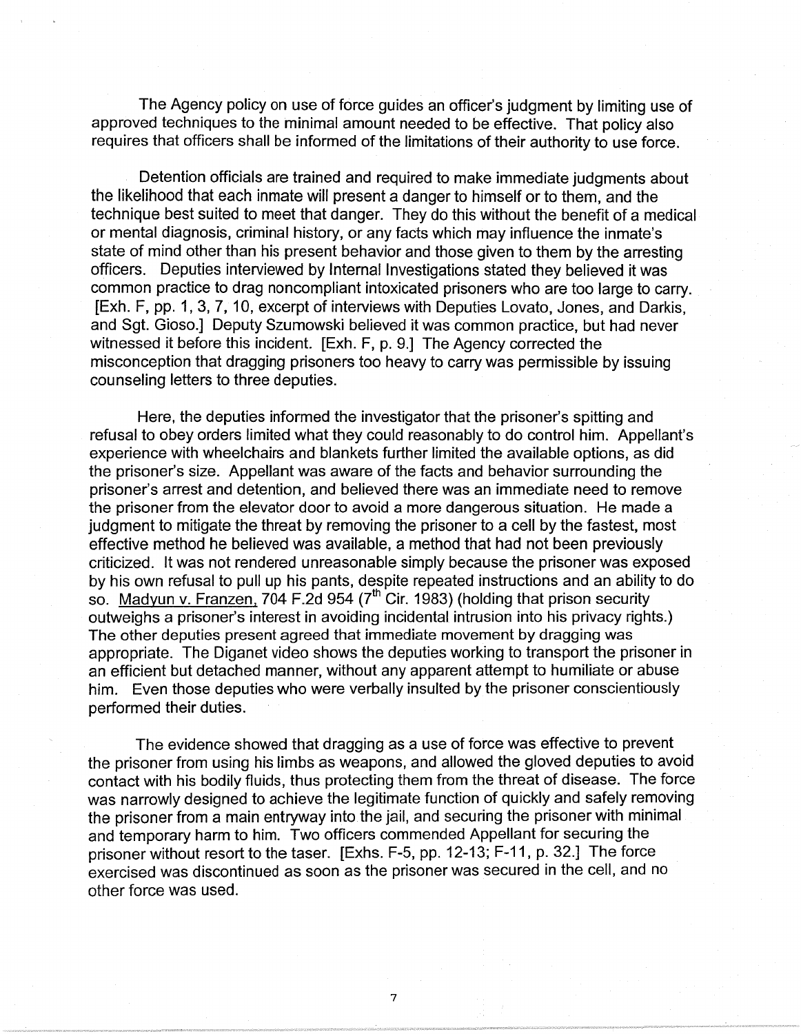The Agency policy on use of force guides an officer's judgment by limiting use of approved techniques to the minimal amount needed to be effective. That policy also requires that officers shall be informed of the limitations of their authority to use force.

Detention officials are trained and required to make immediate judgments about the likelihood that each inmate will present a danger to himself or to them, and the technique best suited to meet that danger. They do this without the benefit of a medical or mental diagnosis, criminal history, or any facts which may influence the inmate's state of mind other than his present behavior and those given to them by the arresting officers. Deputies interviewed by Internal Investigations stated they believed it was common practice to drag noncompliant intoxicated prisoners who are too large to carry. [Exh. F, pp. 1, 3, 7, 10, excerpt of interviews with Deputies Lovato, Jones, and Darkis, and Sgt. Gioso.] Deputy Szumowski believed it was common practice, but had never witnessed it before this incident. [Exh. F, p. 9.] The Agency corrected the misconception that dragging prisoners too heavy to carry was permissible by issuing counseling letters to three deputies.

Here, the deputies informed the investigator that the prisoner's spitting and refusal to obey orders limited what they could reasonably to do control him. Appellant's experience with wheelchairs and blankets further limited the available options, as did the prisoner's size. Appellant was aware of the facts and behavior surrounding the prisoner's arrest and detention, and believed there was an immediate need to remove the prisoner from the elevator door to avoid a more dangerous situation. He made a judgment to mitigate the threat by removing the prisoner to a cell by the fastest, most effective method he believed was available, a method that had not been previously criticized. It was not rendered unreasonable simply because the prisoner was exposed by his own refusal to pull up his pants, despite repeated instructions and an ability to do so. Madyun v. Franzen, 704 F.2d 954 (7th Cir. 1983) (holding that prison security outweighs a prisoner's interest in avoiding incidental intrusion into his privacy rights.) The other deputies present agreed that immediate movement by dragging was appropriate. The Diganet video shows the deputies working to transport the prisoner in an efficient but detached manner, without any apparent attempt to humiliate or abuse him. Even those deputies who were verbally insulted by the prisoner conscientiously performed their duties.

The evidence showed that dragging as a use of force was effective to prevent the prisoner from using his limbs as weapons, and allowed the gloved deputies to avoid contact with his bodily fluids, thus protecting them from the threat of disease. The force was narrowly designed to achieve the legitimate function of quickly and safely removing the prisoner from a main entryway into the jail, and securing the prisoner with minimal and temporary harm to him. Two officers commended Appellant for securing the prisoner without resort to the taser. [Exhs. F-5, pp. 12-13; F-11, p. 32.] The force exercised was discontinued as soon as the prisoner was secured in the cell, and no other force was used.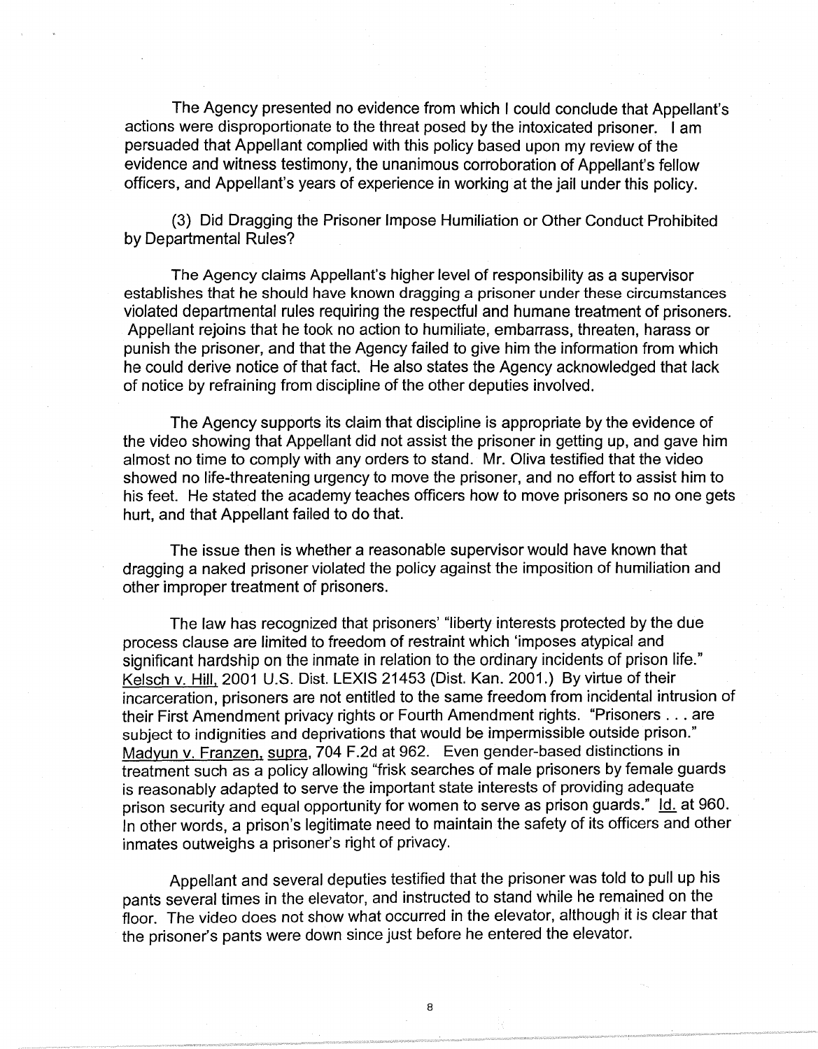The Agency presented no evidence from which I could conclude that Appellant's actions were disproportionate to the threat posed by the intoxicated prisoner. I am persuaded that Appellant complied with this policy based upon my review of the evidence and witness testimony, the unanimous corroboration of Appellant's fellow officers, and Appellant's years of experience in working at the jail under this policy.

(3) Did Dragging the Prisoner Impose Humiliation or Other Conduct Prohibited by Departmental Rules?

The Agency claims Appellant's higher level of responsibility as a supervisor establishes that he should have known dragging a prisoner under these circumstances violated departmental rules requiring the respectful and humane treatment of prisoners. Appellant rejoins that he took no action to humiliate, embarrass, threaten, harass or punish the prisoner, and that the Agency failed to give him the information from which he could derive notice of that fact. He also states the Agency acknowledged that lack of notice by refraining from discipline of the other deputies involved.

The Agency supports its claim that discipline is appropriate by the evidence of the video showing that Appellant did not assist the prisoner in getting up, and gave him almost no time to comply with any orders to stand. Mr. Oliva testified that the video showed no life-threatening urgency to move the prisoner, and no effort to assist him to his feet. He stated the academy teaches officers how to move prisoners so no one gets hurt, and that Appellant failed to do that.

The issue then is whether a reasonable supervisor would have known that dragging a naked prisoner violated the policy against the imposition of humiliation and other improper treatment of prisoners.

The law has recognized that prisoners' "liberty interests protected by the due process clause are limited to freedom of restraint which 'imposes atypical and significant hardship on the inmate in relation to the ordinary incidents of prison life." Kelsch v. Hill, 2001 U.S. Dist. LEXIS 21453 (Dist. Kan. 2001.) By virtue of their incarceration, prisoners are not entitled to the same freedom from incidental intrusion of their First Amendment privacy rights or Fourth Amendment rights. "Prisoners . . . are subject to indignities and deprivations that would be impermissible outside prison." Madyun v. Franzen, supra, 704 F.2d at 962. Even gender-based distinctions in treatment such as a policy allowing "frisk searches of male prisoners by female guards is reasonably adapted to serve the important state interests of providing adequate prison security and equal opportunity for women to serve as prison guards." Id. at 960. In other words, a prison's legitimate need to maintain the safety of its officers and other inmates outweighs a prisoner's right of privacy.

Appellant and several deputies testified that the prisoner was told to pull up his pants several times in the elevator, and instructed to stand while he remained on the floor. The video does not show what occurred in the elevator, although it is clear that the prisoner's pants were down since just before he entered the elevator.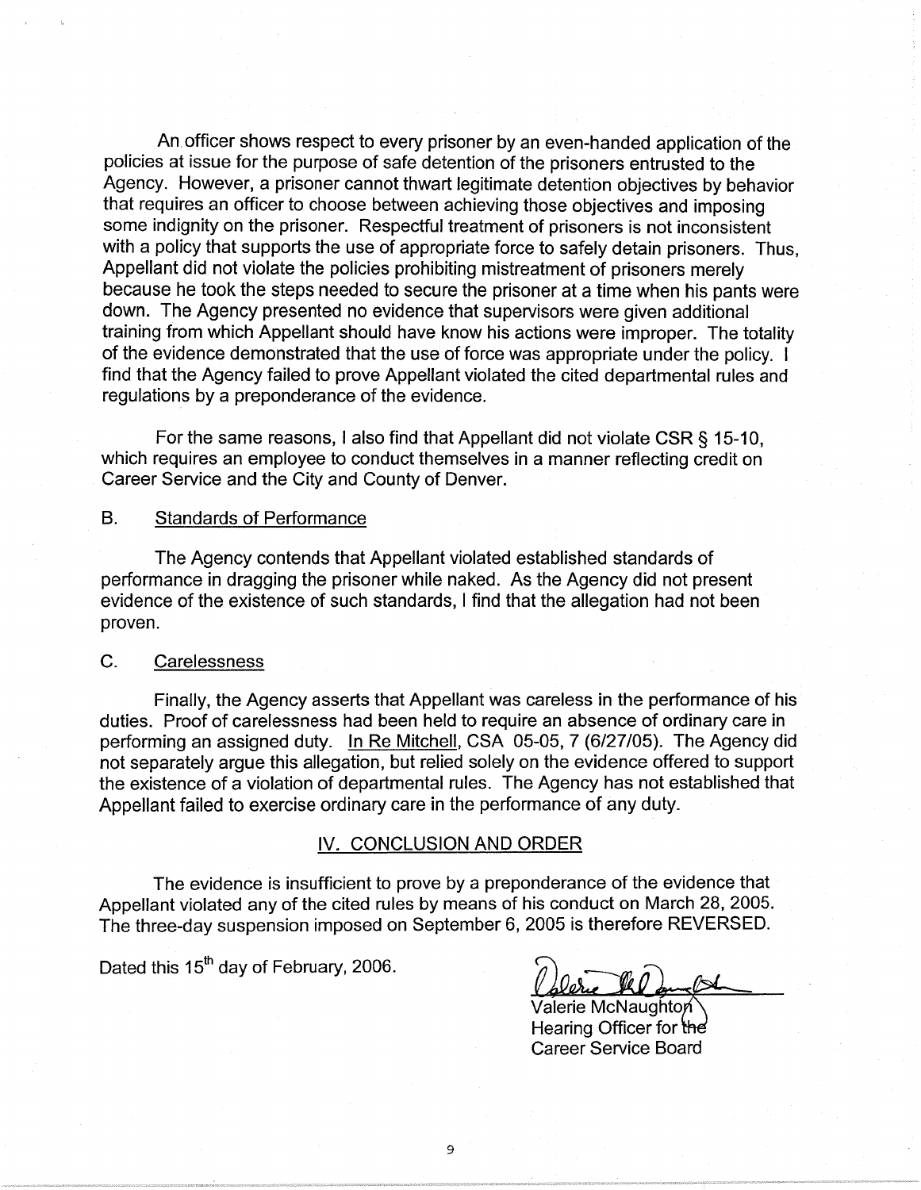An officer shows respect to every prisoner by an even-handed application of the policies at issue for the purpose of safe detention of the prisoners entrusted to the Agency. However, a prisoner cannot thwart legitimate detention objectives by behavior that requires an officer to choose between achieving those objectives and imposing some indignity on the prisoner. Respectful treatment of prisoners is not inconsistent with a policy that supports the use of appropriate force to safely detain prisoners. Thus, Appellant did not violate the policies prohibiting mistreatment of prisoners merely because he took the steps needed to secure the prisoner at a time when his pants were down. The Agency presented no evidence that supervisors were given additional training from which Appellant should have know his actions were improper. The totality of the evidence demonstrated that the use of force was appropriate under the policy. I find that the Agency failed to prove Appellant violated the cited departmental rules and regulations by a preponderance of the evidence.

For the same reasons, I also find that Appellant did not violate CSR § 15-10, which requires an employee to conduct themselves in a manner reflecting credit on Career Service and the City and County of Denver.

B. Standards of Performance

The Agency contends that Appellant violated established standards of performance in dragging the prisoner while naked. As the Agency did not present evidence of the existence of such standards, I find that the allegation had not been proven.

C. Carelessness

Finally, the Agency asserts that Appellant was careless in the performance of his duties. Proof of carelessness had been held to require an absence of ordinary care in performing an assigned duty. In Re Mitchell, CSA 05-05, 7 (6/27/05). The Agency did not separately argue this allegation, but relied solely on the evidence offered to support the existence of a violation of departmental rules. The Agency has not established that Appellant failed to exercise ordinary care in the performance of any duty.

## IV. CONCLUSION AND ORDER

The evidence is insufficient to prove by a preponderance of the evidence that Appellant violated any of the cited rules by means of his conduct on March 28, 2005. The three-day suspension imposed on September 6, 2005 is therefore REVERSED.

Dated this 15th day of February, 2006.

Valerie McNaughton
Hearing Officer for the
Career Service Board